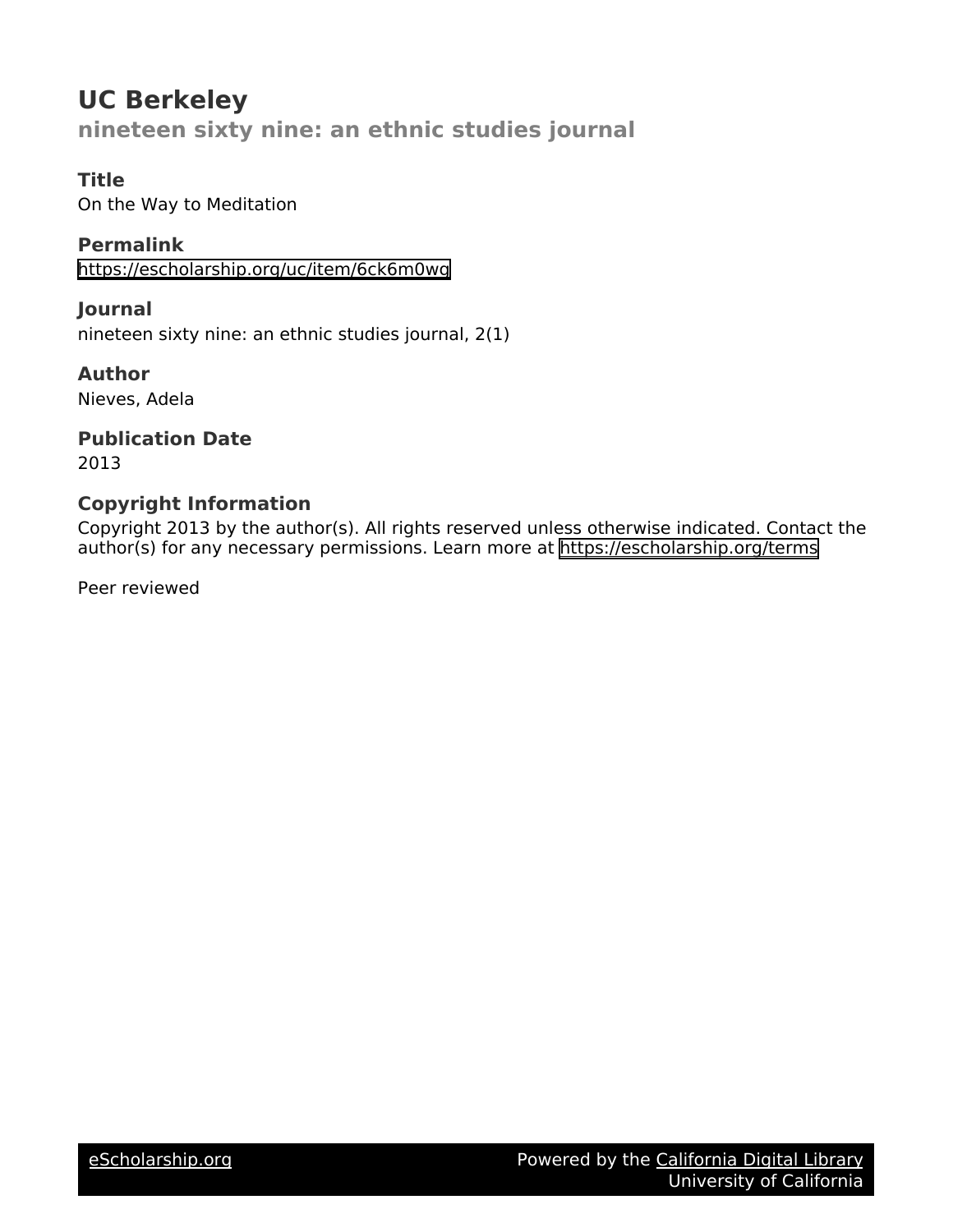# UC Berkeley

## nineteen sixty nine: an ethnic studies journal

### Title
On the Way to Meditation

### Permalink
https://escholarship.org/uc/item/6ck6m0wg

### Journal
nineteen sixty nine: an ethnic studies journal, 2(1)

### Author
Nieves, Adela

### Publication Date
2013

### Copyright Information
Copyright 2013 by the author(s). All rights reserved unless otherwise indicated. Contact the author(s) for any necessary permissions. Learn more at https://escholarship.org/terms

Peer reviewed

eScholarship.org | Powered by the California Digital Library, University of California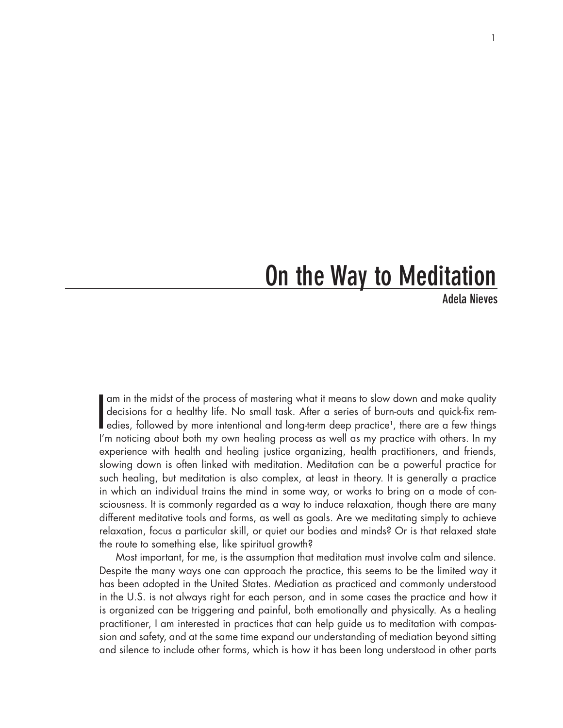# On the Way to Meditation

Adela Nieves

I am in the midst of the process of mastering what it means to slow down and make quality decisions for a healthy life. No small task. After a series of burn-outs and quick-fix remedies, followed by more intentional and long-term deep practice[1], there are a few things I'm noticing about both my own healing process as well as my practice with others. In my experience with health and healing justice organizing, health practitioners, and friends, slowing down is often linked with meditation. Meditation can be a powerful practice for such healing, but meditation is also complex, at least in theory. It is generally a practice in which an individual trains the mind in some way, or works to bring on a mode of consciousness. It is commonly regarded as a way to induce relaxation, though there are many different meditative tools and forms, as well as goals. Are we meditating simply to achieve relaxation, focus a particular skill, or quiet our bodies and minds? Or is that relaxed state the route to something else, like spiritual growth?

Most important, for me, is the assumption that meditation must involve calm and silence. Despite the many ways one can approach the practice, this seems to be the limited way it has been adopted in the United States. Mediation as practiced and commonly understood in the U.S. is not always right for each person, and in some cases the practice and how it is organized can be triggering and painful, both emotionally and physically. As a healing practitioner, I am interested in practices that can help guide us to meditation with compassion and safety, and at the same time expand our understanding of mediation beyond sitting and silence to include other forms, which is how it has been long understood in other parts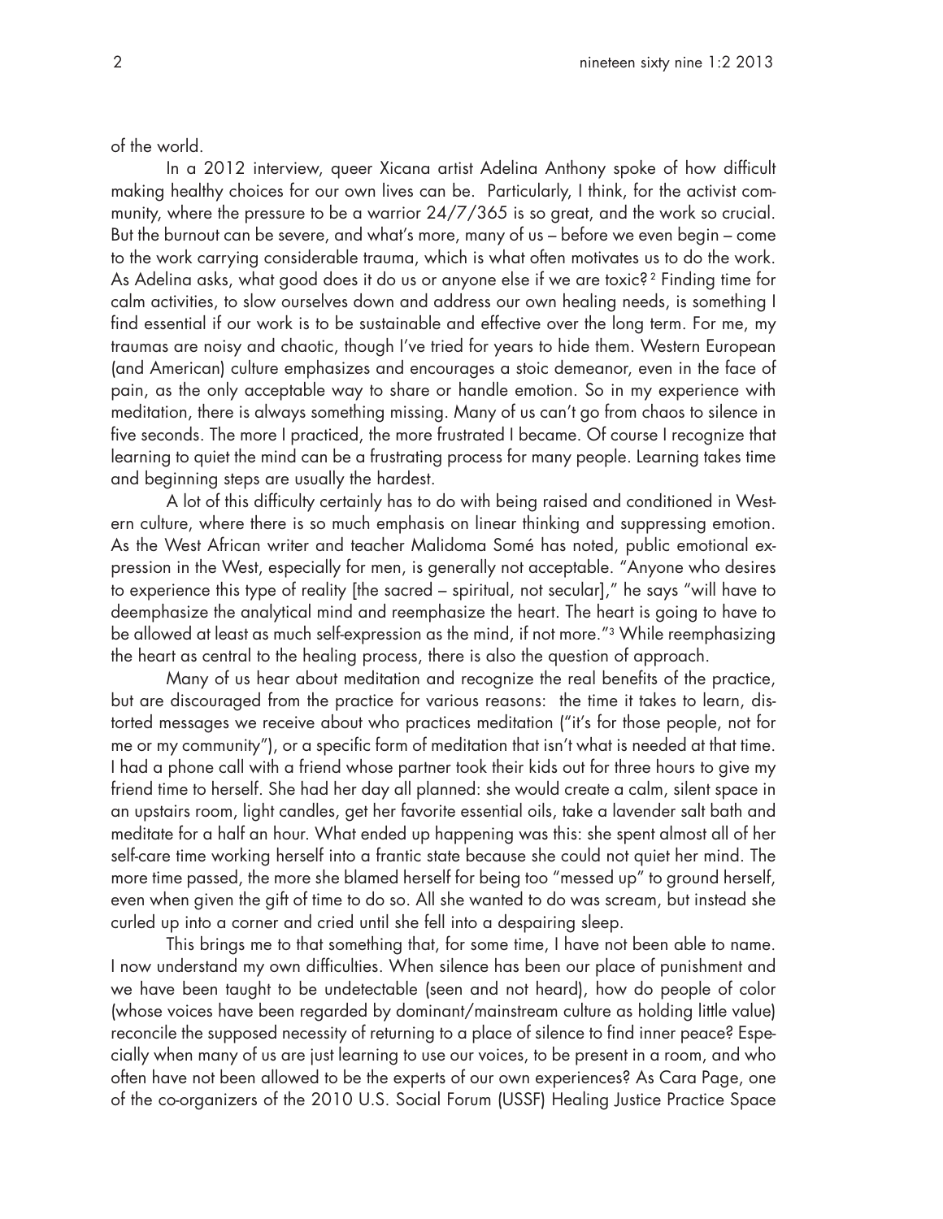of the world.

In a 2012 interview, queer Xicana artist Adelina Anthony spoke of how difficult making healthy choices for our own lives can be. Particularly, I think, for the activist community, where the pressure to be a warrior 24/7/365 is so great, and the work so crucial. But the burnout can be severe, and what's more, many of us – before we even begin – come to the work carrying considerable trauma, which is what often motivates us to do the work. As Adelina asks, what good does it do us or anyone else if we are toxic?[2] Finding time for calm activities, to slow ourselves down and address our own healing needs, is something I find essential if our work is to be sustainable and effective over the long term. For me, my traumas are noisy and chaotic, though I've tried for years to hide them. Western European (and American) culture emphasizes and encourages a stoic demeanor, even in the face of pain, as the only acceptable way to share or handle emotion. So in my experience with meditation, there is always something missing. Many of us can't go from chaos to silence in five seconds. The more I practiced, the more frustrated I became. Of course I recognize that learning to quiet the mind can be a frustrating process for many people. Learning takes time and beginning steps are usually the hardest.

A lot of this difficulty certainly has to do with being raised and conditioned in Western culture, where there is so much emphasis on linear thinking and suppressing emotion. As the West African writer and teacher Malidoma Somé has noted, public emotional expression in the West, especially for men, is generally not acceptable. "Anyone who desires to experience this type of reality [the sacred – spiritual, not secular]," he says "will have to deemphasize the analytical mind and reemphasize the heart. The heart is going to have to be allowed at least as much self-expression as the mind, if not more."[3] While reemphasizing the heart as central to the healing process, there is also the question of approach.

Many of us hear about meditation and recognize the real benefits of the practice, but are discouraged from the practice for various reasons: the time it takes to learn, distorted messages we receive about who practices meditation ("it's for those people, not for me or my community"), or a specific form of meditation that isn't what is needed at that time. I had a phone call with a friend whose partner took their kids out for three hours to give my friend time to herself. She had her day all planned: she would create a calm, silent space in an upstairs room, light candles, get her favorite essential oils, take a lavender salt bath and meditate for a half an hour. What ended up happening was this: she spent almost all of her self-care time working herself into a frantic state because she could not quiet her mind. The more time passed, the more she blamed herself for being too "messed up" to ground herself, even when given the gift of time to do so. All she wanted to do was scream, but instead she curled up into a corner and cried until she fell into a despairing sleep.

This brings me to that something that, for some time, I have not been able to name. I now understand my own difficulties. When silence has been our place of punishment and we have been taught to be undetectable (seen and not heard), how do people of color (whose voices have been regarded by dominant/mainstream culture as holding little value) reconcile the supposed necessity of returning to a place of silence to find inner peace? Especially when many of us are just learning to use our voices, to be present in a room, and who often have not been allowed to be the experts of our own experiences? As Cara Page, one of the co-organizers of the 2010 U.S. Social Forum (USSF) Healing Justice Practice Space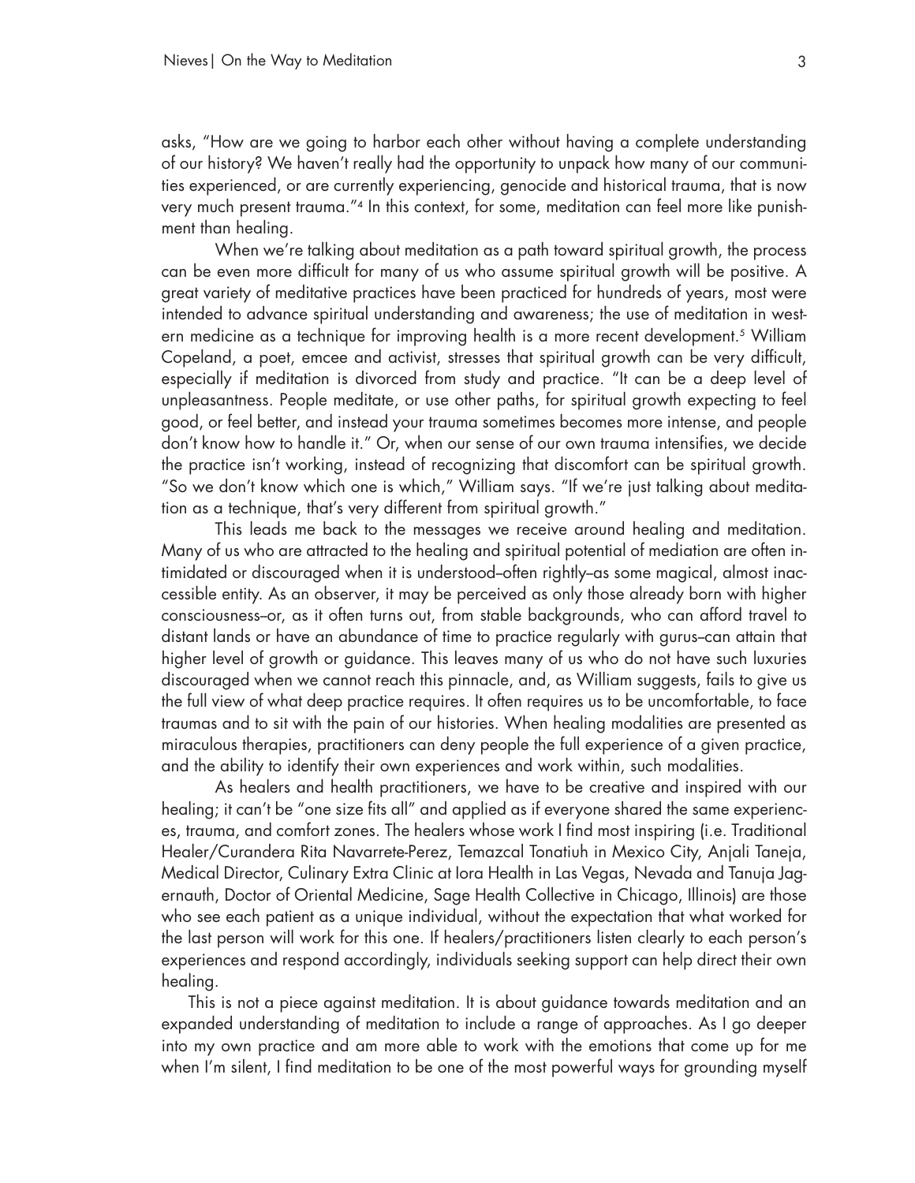asks, "How are we going to harbor each other without having a complete understanding of our history? We haven't really had the opportunity to unpack how many of our communities experienced, or are currently experiencing, genocide and historical trauma, that is now very much present trauma."[4] In this context, for some, meditation can feel more like punishment than healing.

When we're talking about meditation as a path toward spiritual growth, the process can be even more difficult for many of us who assume spiritual growth will be positive. A great variety of meditative practices have been practiced for hundreds of years, most were intended to advance spiritual understanding and awareness; the use of meditation in western medicine as a technique for improving health is a more recent development.[5] William Copeland, a poet, emcee and activist, stresses that spiritual growth can be very difficult, especially if meditation is divorced from study and practice. "It can be a deep level of unpleasantness. People meditate, or use other paths, for spiritual growth expecting to feel good, or feel better, and instead your trauma sometimes becomes more intense, and people don't know how to handle it." Or, when our sense of our own trauma intensifies, we decide the practice isn't working, instead of recognizing that discomfort can be spiritual growth. "So we don't know which one is which," William says. "If we're just talking about meditation as a technique, that's very different from spiritual growth."

This leads me back to the messages we receive around healing and meditation. Many of us who are attracted to the healing and spiritual potential of mediation are often intimidated or discouraged when it is understood–often rightly–as some magical, almost inaccessible entity. As an observer, it may be perceived as only those already born with higher consciousness–or, as it often turns out, from stable backgrounds, who can afford travel to distant lands or have an abundance of time to practice regularly with gurus–can attain that higher level of growth or guidance. This leaves many of us who do not have such luxuries discouraged when we cannot reach this pinnacle, and, as William suggests, fails to give us the full view of what deep practice requires. It often requires us to be uncomfortable, to face traumas and to sit with the pain of our histories. When healing modalities are presented as miraculous therapies, practitioners can deny people the full experience of a given practice, and the ability to identify their own experiences and work within, such modalities.

As healers and health practitioners, we have to be creative and inspired with our healing; it can't be "one size fits all" and applied as if everyone shared the same experiences, trauma, and comfort zones. The healers whose work I find most inspiring (i.e. Traditional Healer/Curandera Rita Navarrete-Perez, Temazcal Tonatiuh in Mexico City, Anjali Taneja, Medical Director, Culinary Extra Clinic at Iora Health in Las Vegas, Nevada and Tanuja Jagernauth, Doctor of Oriental Medicine, Sage Health Collective in Chicago, Illinois) are those who see each patient as a unique individual, without the expectation that what worked for the last person will work for this one. If healers/practitioners listen clearly to each person's experiences and respond accordingly, individuals seeking support can help direct their own healing.

This is not a piece against meditation. It is about guidance towards meditation and an expanded understanding of meditation to include a range of approaches. As I go deeper into my own practice and am more able to work with the emotions that come up for me when I'm silent, I find meditation to be one of the most powerful ways for grounding myself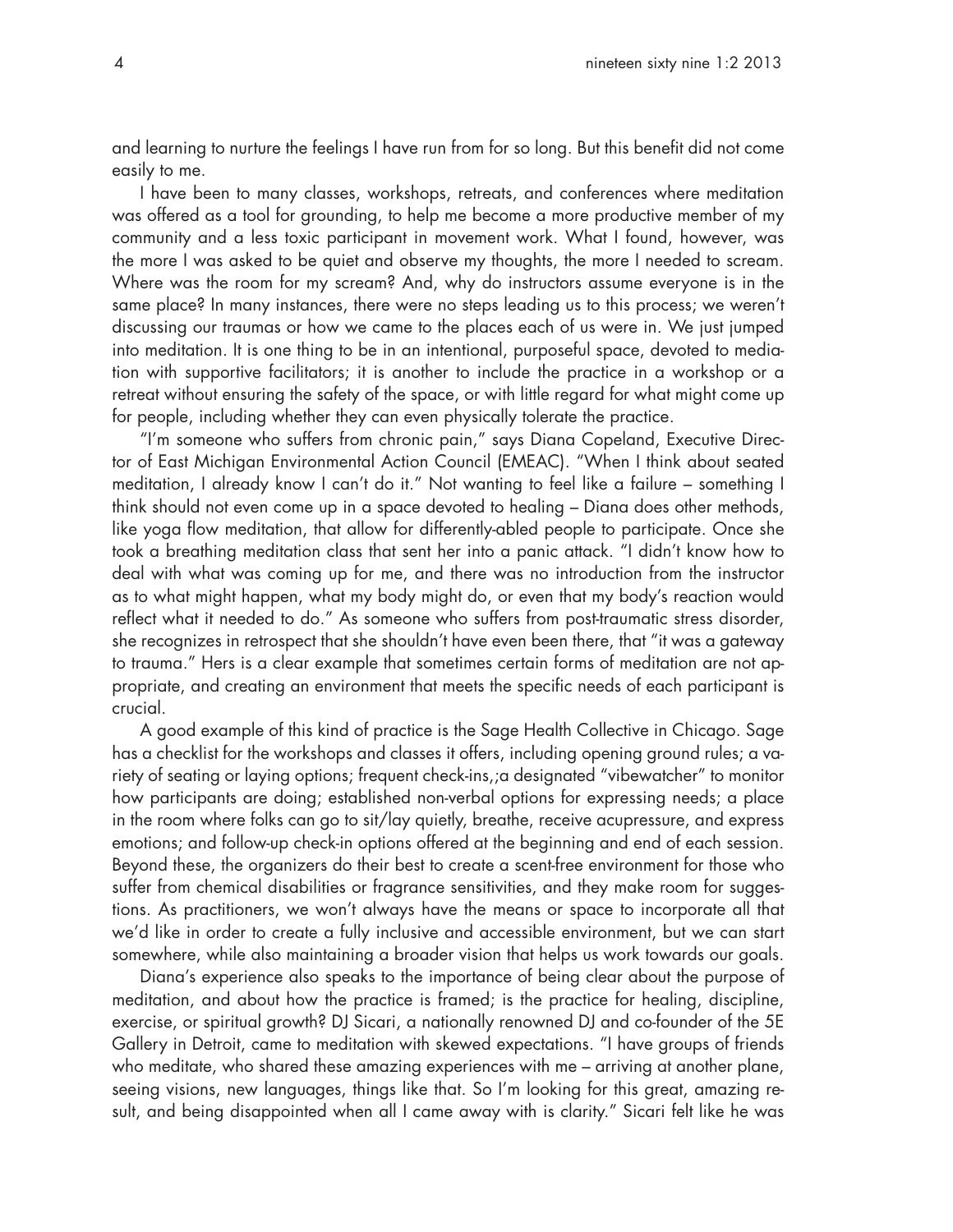and learning to nurture the feelings I have run from for so long. But this benefit did not come easily to me.

I have been to many classes, workshops, retreats, and conferences where meditation was offered as a tool for grounding, to help me become a more productive member of my community and a less toxic participant in movement work. What I found, however, was the more I was asked to be quiet and observe my thoughts, the more I needed to scream. Where was the room for my scream? And, why do instructors assume everyone is in the same place? In many instances, there were no steps leading us to this process; we weren't discussing our traumas or how we came to the places each of us were in. We just jumped into meditation. It is one thing to be in an intentional, purposeful space, devoted to mediation with supportive facilitators; it is another to include the practice in a workshop or a retreat without ensuring the safety of the space, or with little regard for what might come up for people, including whether they can even physically tolerate the practice.

"I'm someone who suffers from chronic pain," says Diana Copeland, Executive Director of East Michigan Environmental Action Council (EMEAC). "When I think about seated meditation, I already know I can't do it." Not wanting to feel like a failure – something I think should not even come up in a space devoted to healing – Diana does other methods, like yoga flow meditation, that allow for differently-abled people to participate. Once she took a breathing meditation class that sent her into a panic attack. "I didn't know how to deal with what was coming up for me, and there was no introduction from the instructor as to what might happen, what my body might do, or even that my body's reaction would reflect what it needed to do." As someone who suffers from post-traumatic stress disorder, she recognizes in retrospect that she shouldn't have even been there, that "it was a gateway to trauma." Hers is a clear example that sometimes certain forms of meditation are not appropriate, and creating an environment that meets the specific needs of each participant is crucial.

A good example of this kind of practice is the Sage Health Collective in Chicago. Sage has a checklist for the workshops and classes it offers, including opening ground rules; a variety of seating or laying options; frequent check-ins,;a designated "vibewatcher" to monitor how participants are doing; established non-verbal options for expressing needs; a place in the room where folks can go to sit/lay quietly, breathe, receive acupressure, and express emotions; and follow-up check-in options offered at the beginning and end of each session. Beyond these, the organizers do their best to create a scent-free environment for those who suffer from chemical disabilities or fragrance sensitivities, and they make room for suggestions. As practitioners, we won't always have the means or space to incorporate all that we'd like in order to create a fully inclusive and accessible environment, but we can start somewhere, while also maintaining a broader vision that helps us work towards our goals.

Diana's experience also speaks to the importance of being clear about the purpose of meditation, and about how the practice is framed; is the practice for healing, discipline, exercise, or spiritual growth? DJ Sicari, a nationally renowned DJ and co-founder of the 5E Gallery in Detroit, came to meditation with skewed expectations. "I have groups of friends who meditate, who shared these amazing experiences with me – arriving at another plane, seeing visions, new languages, things like that. So I'm looking for this great, amazing result, and being disappointed when all I came away with is clarity." Sicari felt like he was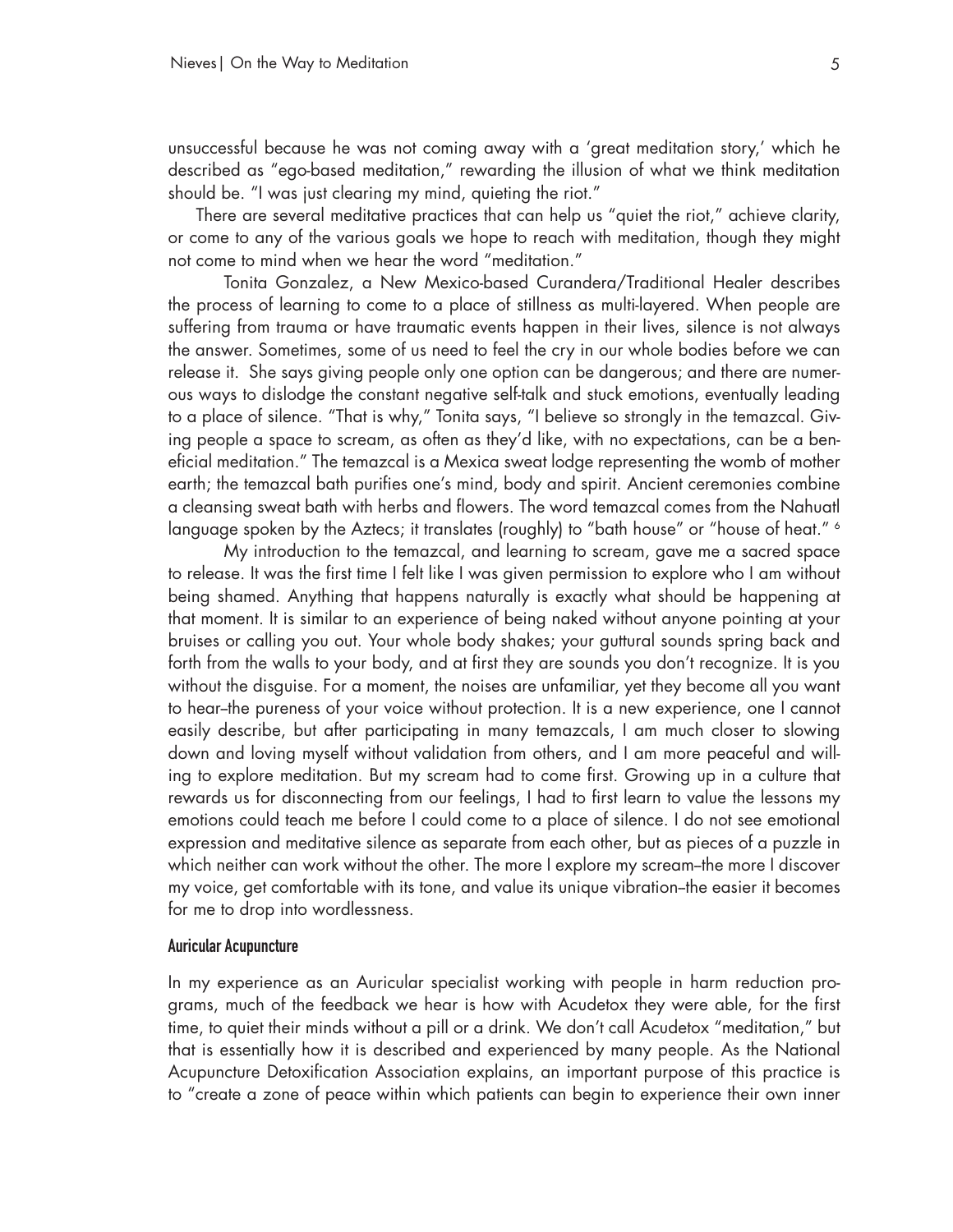unsuccessful because he was not coming away with a 'great meditation story,' which he described as "ego-based meditation," rewarding the illusion of what we think meditation should be. "I was just clearing my mind, quieting the riot."

There are several meditative practices that can help us "quiet the riot," achieve clarity, or come to any of the various goals we hope to reach with meditation, though they might not come to mind when we hear the word "meditation."

Tonita Gonzalez, a New Mexico-based Curandera/Traditional Healer describes the process of learning to come to a place of stillness as multi-layered. When people are suffering from trauma or have traumatic events happen in their lives, silence is not always the answer. Sometimes, some of us need to feel the cry in our whole bodies before we can release it. She says giving people only one option can be dangerous; and there are numerous ways to dislodge the constant negative self-talk and stuck emotions, eventually leading to a place of silence. "That is why," Tonita says, "I believe so strongly in the temazcal. Giving people a space to scream, as often as they'd like, with no expectations, can be a beneficial meditation." The temazcal is a Mexica sweat lodge representing the womb of mother earth; the temazcal bath purifies one's mind, body and spirit. Ancient ceremonies combine a cleansing sweat bath with herbs and flowers. The word temazcal comes from the Nahuatl language spoken by the Aztecs; it translates (roughly) to "bath house" or "house of heat." [6]

My introduction to the temazcal, and learning to scream, gave me a sacred space to release. It was the first time I felt like I was given permission to explore who I am without being shamed. Anything that happens naturally is exactly what should be happening at that moment. It is similar to an experience of being naked without anyone pointing at your bruises or calling you out. Your whole body shakes; your guttural sounds spring back and forth from the walls to your body, and at first they are sounds you don't recognize. It is you without the disguise. For a moment, the noises are unfamiliar, yet they become all you want to hear–the pureness of your voice without protection. It is a new experience, one I cannot easily describe, but after participating in many temazcals, I am much closer to slowing down and loving myself without validation from others, and I am more peaceful and willing to explore meditation. But my scream had to come first. Growing up in a culture that rewards us for disconnecting from our feelings, I had to first learn to value the lessons my emotions could teach me before I could come to a place of silence. I do not see emotional expression and meditative silence as separate from each other, but as pieces of a puzzle in which neither can work without the other. The more I explore my scream–the more I discover my voice, get comfortable with its tone, and value its unique vibration–the easier it becomes for me to drop into wordlessness.

#### Auricular Acupuncture

In my experience as an Auricular specialist working with people in harm reduction programs, much of the feedback we hear is how with Acudetox they were able, for the first time, to quiet their minds without a pill or a drink. We don't call Acudetox "meditation," but that is essentially how it is described and experienced by many people. As the National Acupuncture Detoxification Association explains, an important purpose of this practice is to "create a zone of peace within which patients can begin to experience their own inner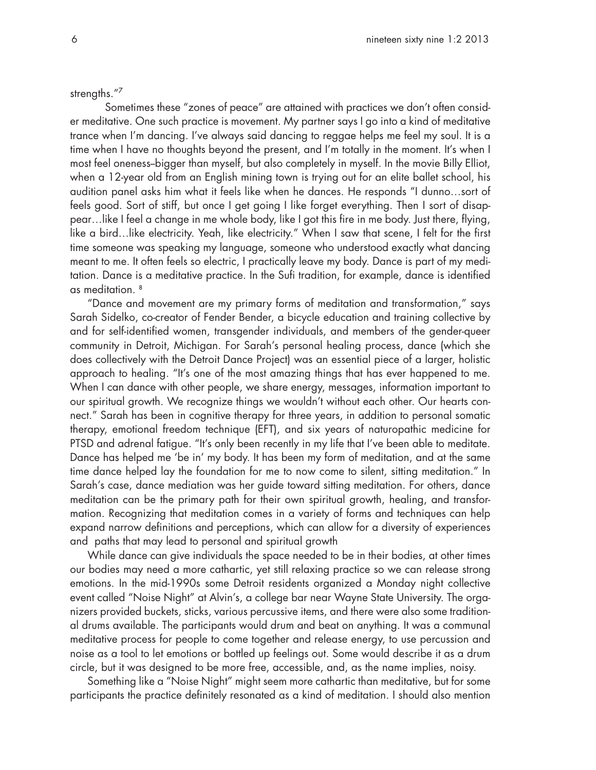strengths."[7]

Sometimes these "zones of peace" are attained with practices we don't often consider meditative. One such practice is movement. My partner says I go into a kind of meditative trance when I'm dancing. I've always said dancing to reggae helps me feel my soul. It is a time when I have no thoughts beyond the present, and I'm totally in the moment. It's when I most feel oneness–bigger than myself, but also completely in myself. In the movie Billy Elliot, when a 12-year old from an English mining town is trying out for an elite ballet school, his audition panel asks him what it feels like when he dances. He responds "I dunno…sort of feels good. Sort of stiff, but once I get going I like forget everything. Then I sort of disappear…like I feel a change in me whole body, like I got this fire in me body. Just there, flying, like a bird…like electricity. Yeah, like electricity." When I saw that scene, I felt for the first time someone was speaking my language, someone who understood exactly what dancing meant to me. It often feels so electric, I practically leave my body. Dance is part of my meditation. Dance is a meditative practice. In the Sufi tradition, for example, dance is identified as meditation. [8]

"Dance and movement are my primary forms of meditation and transformation," says Sarah Sidelko, co-creator of Fender Bender, a bicycle education and training collective by and for self-identified women, transgender individuals, and members of the gender-queer community in Detroit, Michigan. For Sarah's personal healing process, dance (which she does collectively with the Detroit Dance Project) was an essential piece of a larger, holistic approach to healing. "It's one of the most amazing things that has ever happened to me. When I can dance with other people, we share energy, messages, information important to our spiritual growth. We recognize things we wouldn't without each other. Our hearts connect." Sarah has been in cognitive therapy for three years, in addition to personal somatic therapy, emotional freedom technique (EFT), and six years of naturopathic medicine for PTSD and adrenal fatigue. "It's only been recently in my life that I've been able to meditate. Dance has helped me 'be in' my body. It has been my form of meditation, and at the same time dance helped lay the foundation for me to now come to silent, sitting meditation." In Sarah's case, dance mediation was her guide toward sitting meditation. For others, dance meditation can be the primary path for their own spiritual growth, healing, and transformation. Recognizing that meditation comes in a variety of forms and techniques can help expand narrow definitions and perceptions, which can allow for a diversity of experiences and paths that may lead to personal and spiritual growth

While dance can give individuals the space needed to be in their bodies, at other times our bodies may need a more cathartic, yet still relaxing practice so we can release strong emotions. In the mid-1990s some Detroit residents organized a Monday night collective event called "Noise Night" at Alvin's, a college bar near Wayne State University. The organizers provided buckets, sticks, various percussive items, and there were also some traditional drums available. The participants would drum and beat on anything. It was a communal meditative process for people to come together and release energy, to use percussion and noise as a tool to let emotions or bottled up feelings out. Some would describe it as a drum circle, but it was designed to be more free, accessible, and, as the name implies, noisy.

Something like a "Noise Night" might seem more cathartic than meditative, but for some participants the practice definitely resonated as a kind of meditation. I should also mention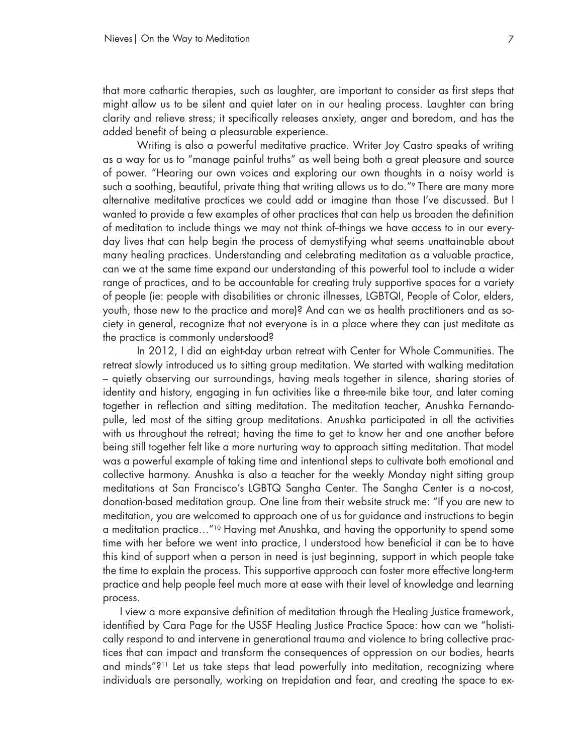that more cathartic therapies, such as laughter, are important to consider as first steps that might allow us to be silent and quiet later on in our healing process. Laughter can bring clarity and relieve stress; it specifically releases anxiety, anger and boredom, and has the added benefit of being a pleasurable experience.

Writing is also a powerful meditative practice. Writer Joy Castro speaks of writing as a way for us to "manage painful truths" as well being both a great pleasure and source of power. "Hearing our own voices and exploring our own thoughts in a noisy world is such a soothing, beautiful, private thing that writing allows us to do."[9] There are many more alternative meditative practices we could add or imagine than those I've discussed. But I wanted to provide a few examples of other practices that can help us broaden the definition of meditation to include things we may not think of–things we have access to in our everyday lives that can help begin the process of demystifying what seems unattainable about many healing practices. Understanding and celebrating meditation as a valuable practice, can we at the same time expand our understanding of this powerful tool to include a wider range of practices, and to be accountable for creating truly supportive spaces for a variety of people (ie: people with disabilities or chronic illnesses, LGBTQI, People of Color, elders, youth, those new to the practice and more)? And can we as health practitioners and as society in general, recognize that not everyone is in a place where they can just meditate as the practice is commonly understood?

In 2012, I did an eight-day urban retreat with Center for Whole Communities. The retreat slowly introduced us to sitting group meditation. We started with walking meditation – quietly observing our surroundings, having meals together in silence, sharing stories of identity and history, engaging in fun activities like a three-mile bike tour, and later coming together in reflection and sitting meditation. The meditation teacher, Anushka Fernandopulle, led most of the sitting group meditations. Anushka participated in all the activities with us throughout the retreat; having the time to get to know her and one another before being still together felt like a more nurturing way to approach sitting meditation. That model was a powerful example of taking time and intentional steps to cultivate both emotional and collective harmony. Anushka is also a teacher for the weekly Monday night sitting group meditations at San Francisco's LGBTQ Sangha Center. The Sangha Center is a no-cost, donation-based meditation group. One line from their website struck me: "If you are new to meditation, you are welcomed to approach one of us for guidance and instructions to begin a meditation practice…"[10] Having met Anushka, and having the opportunity to spend some time with her before we went into practice, I understood how beneficial it can be to have this kind of support when a person in need is just beginning, support in which people take the time to explain the process. This supportive approach can foster more effective long-term practice and help people feel much more at ease with their level of knowledge and learning process.

I view a more expansive definition of meditation through the Healing Justice framework, identified by Cara Page for the USSF Healing Justice Practice Space: how can we "holistically respond to and intervene in generational trauma and violence to bring collective practices that can impact and transform the consequences of oppression on our bodies, hearts and minds"?[11] Let us take steps that lead powerfully into meditation, recognizing where individuals are personally, working on trepidation and fear, and creating the space to ex-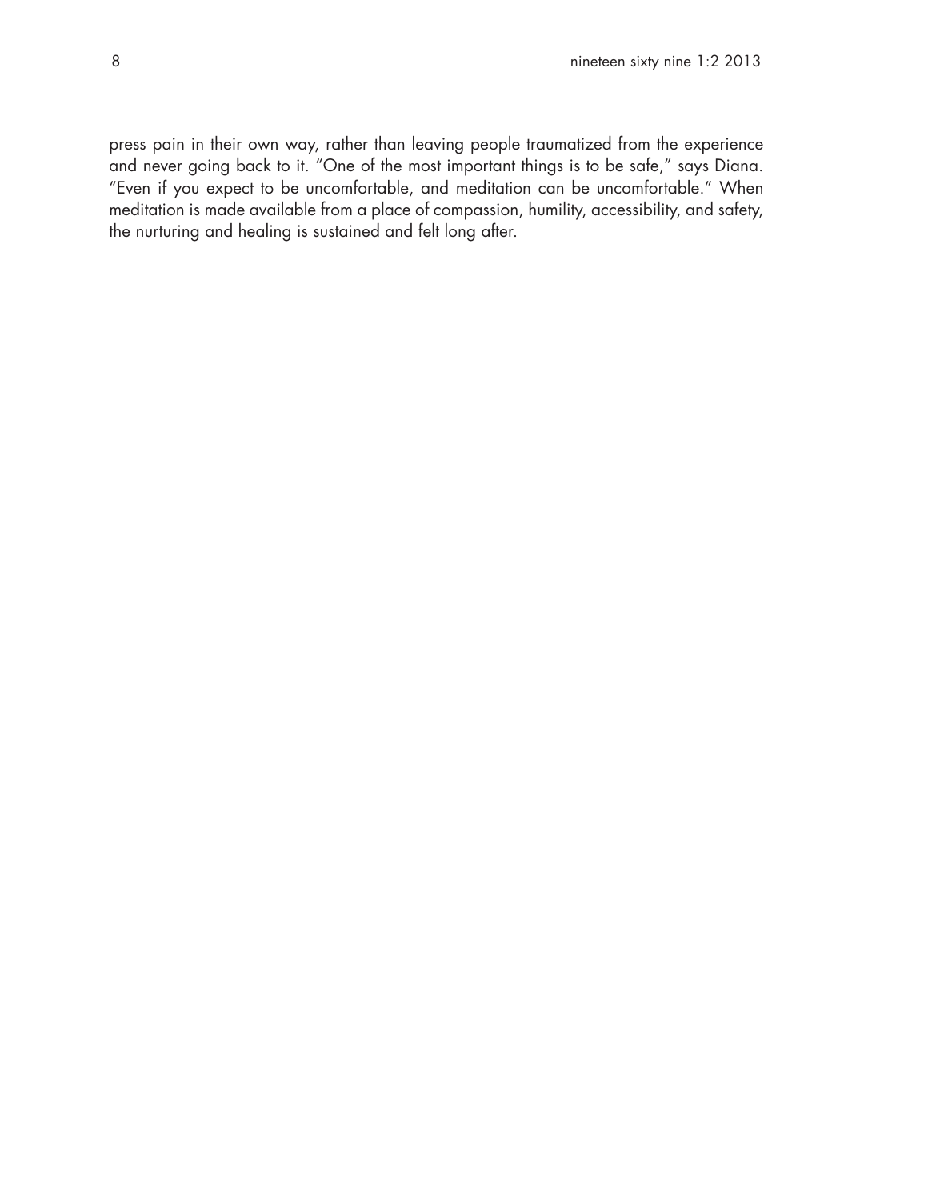press pain in their own way, rather than leaving people traumatized from the experience and never going back to it. "One of the most important things is to be safe," says Diana. "Even if you expect to be uncomfortable, and meditation can be uncomfortable." When meditation is made available from a place of compassion, humility, accessibility, and safety, the nurturing and healing is sustained and felt long after.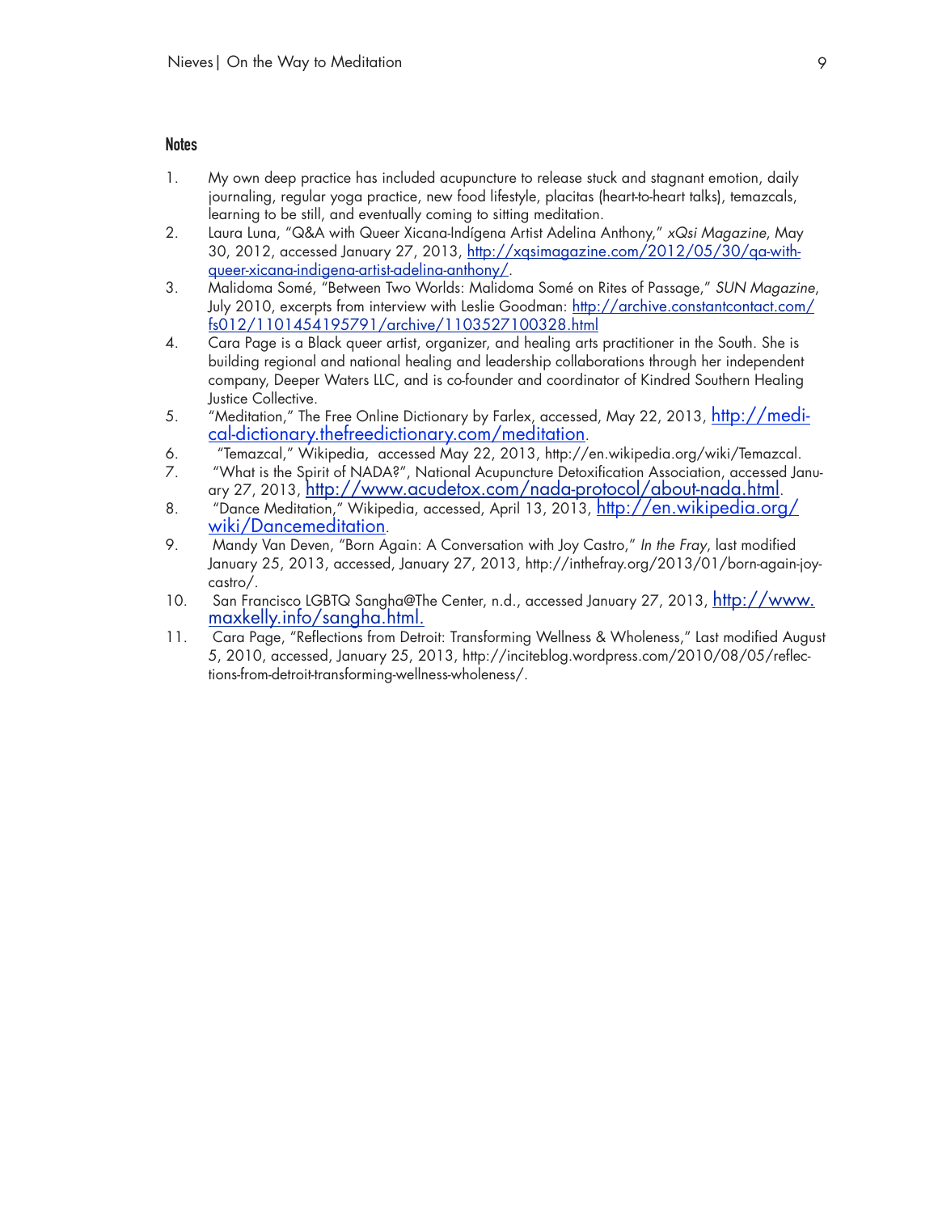## Notes

1. My own deep practice has included acupuncture to release stuck and stagnant emotion, daily journaling, regular yoga practice, new food lifestyle, placitas (heart-to-heart talks), temazcals, learning to be still, and eventually coming to sitting meditation.
2. Laura Luna, "Q&A with Queer Xicana-Indígena Artist Adelina Anthony," *xQsi Magazine*, May 30, 2012, accessed January 27, 2013, http://xqsimagazine.com/2012/05/30/qa-with-queer-xicana-indigena-artist-adelina-anthony/.
3. Malidoma Somé, "Between Two Worlds: Malidoma Somé on Rites of Passage," *SUN Magazine*, July 2010, excerpts from interview with Leslie Goodman: http://archive.constantcontact.com/fs012/1101454195791/archive/1103527100328.html
4. Cara Page is a Black queer artist, organizer, and healing arts practitioner in the South. She is building regional and national healing and leadership collaborations through her independent company, Deeper Waters LLC, and is co-founder and coordinator of Kindred Southern Healing Justice Collective.
5. "Meditation," The Free Online Dictionary by Farlex, accessed, May 22, 2013, http://medical-dictionary.thefreedictionary.com/meditation.
6. "Temazcal," Wikipedia, accessed May 22, 2013, http://en.wikipedia.org/wiki/Temazcal.
7. "What is the Spirit of NADA?", National Acupuncture Detoxification Association, accessed January 27, 2013, http://www.acudetox.com/nada-protocol/about-nada.html.
8. "Dance Meditation," Wikipedia, accessed, April 13, 2013, http://en.wikipedia.org/wiki/Dancemeditation.
9. Mandy Van Deven, "Born Again: A Conversation with Joy Castro," *In the Fray*, last modified January 25, 2013, accessed, January 27, 2013, http://inthefray.org/2013/01/born-again-joy-castro/.
10. San Francisco LGBTQ Sangha@The Center, n.d., accessed January 27, 2013, http://www.maxkelly.info/sangha.html.
11. Cara Page, "Reflections from Detroit: Transforming Wellness & Wholeness," Last modified August 5, 2010, accessed, January 25, 2013, http://inciteblog.wordpress.com/2010/08/05/reflections-from-detroit-transforming-wellness-wholeness/.